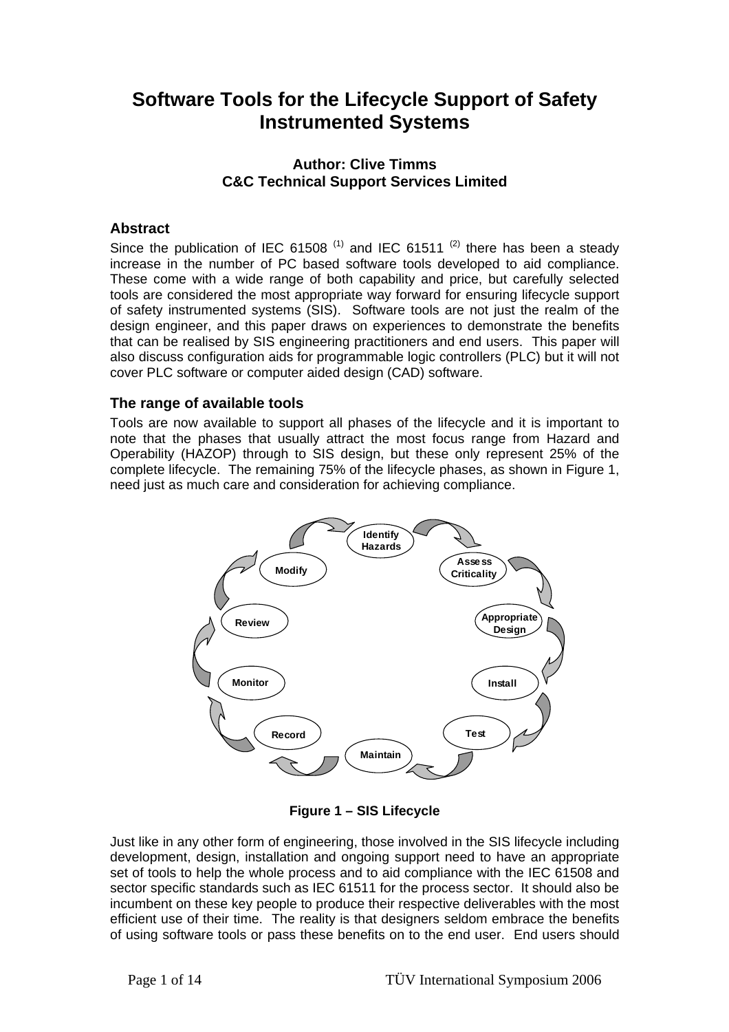# Software Tools for the Lifecycle Support of Safety Instrumented Systems

**Author: Clive Timms**
**C&C Technical Support Services Limited**

## Abstract

Since the publication of IEC 61508 [(1)] and IEC 61511 [(2)] there has been a steady increase in the number of PC based software tools developed to aid compliance. These come with a wide range of both capability and price, but carefully selected tools are considered the most appropriate way forward for ensuring lifecycle support of safety instrumented systems (SIS). Software tools are not just the realm of the design engineer, and this paper draws on experiences to demonstrate the benefits that can be realised by SIS engineering practitioners and end users. This paper will also discuss configuration aids for programmable logic controllers (PLC) but it will not cover PLC software or computer aided design (CAD) software.

## The range of available tools

Tools are now available to support all phases of the lifecycle and it is important to note that the phases that usually attract the most focus range from Hazard and Operability (HAZOP) through to SIS design, but these only represent 25% of the complete lifecycle. The remaining 75% of the lifecycle phases, as shown in Figure 1, need just as much care and consideration for achieving compliance.

Identify Hazards → Assess Criticality → Appropriate Design → Install → Test → Maintain → Record → Monitor → Review → Modify

**Figure 1 – SIS Lifecycle**

Just like in any other form of engineering, those involved in the SIS lifecycle including development, design, installation and ongoing support need to have an appropriate set of tools to help the whole process and to aid compliance with the IEC 61508 and sector specific standards such as IEC 61511 for the process sector. It should also be incumbent on these key people to produce their respective deliverables with the most efficient use of their time. The reality is that designers seldom embrace the benefits of using software tools or pass these benefits on to the end user. End users should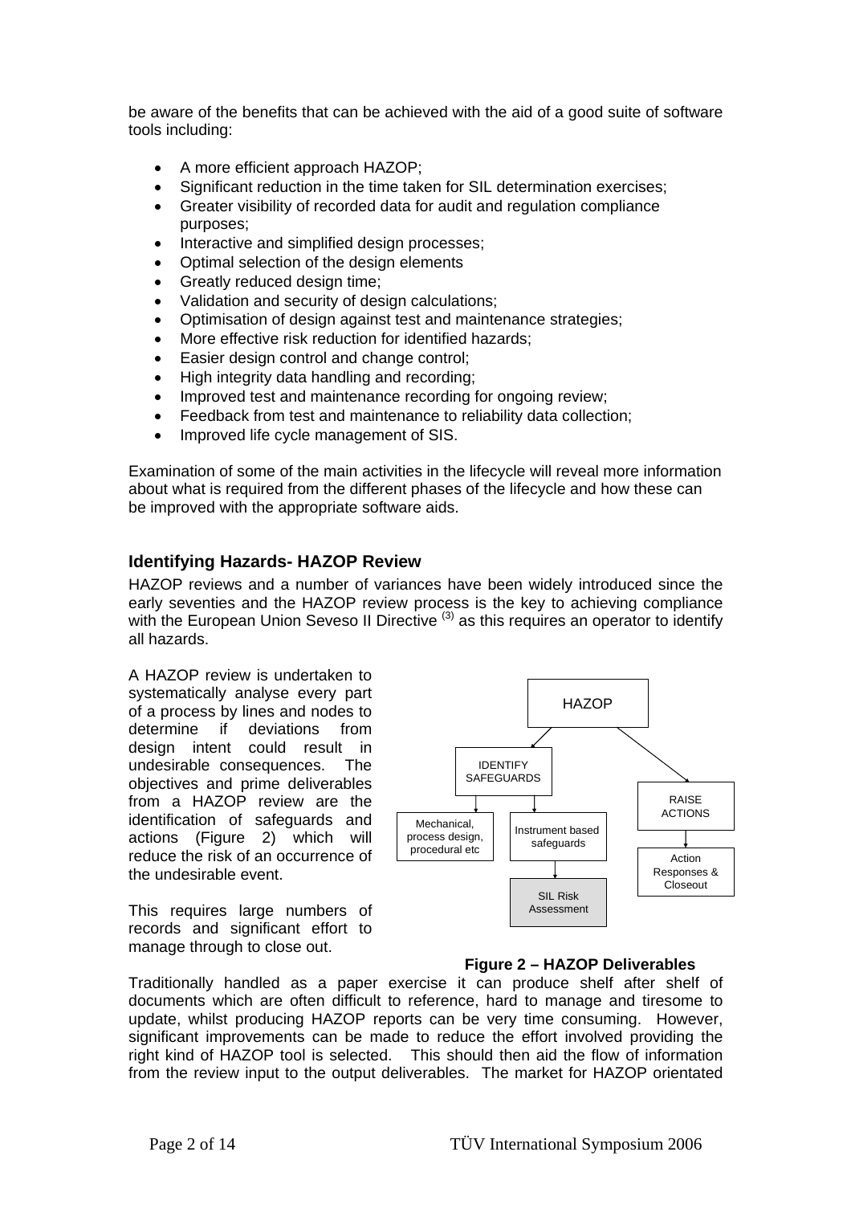be aware of the benefits that can be achieved with the aid of a good suite of software tools including:

- A more efficient approach HAZOP;
- Significant reduction in the time taken for SIL determination exercises;
- Greater visibility of recorded data for audit and regulation compliance purposes;
- Interactive and simplified design processes;
- Optimal selection of the design elements
- Greatly reduced design time;
- Validation and security of design calculations;
- Optimisation of design against test and maintenance strategies;
- More effective risk reduction for identified hazards;
- Easier design control and change control;
- High integrity data handling and recording;
- Improved test and maintenance recording for ongoing review;
- Feedback from test and maintenance to reliability data collection;
- Improved life cycle management of SIS.

Examination of some of the main activities in the lifecycle will reveal more information about what is required from the different phases of the lifecycle and how these can be improved with the appropriate software aids.

### Identifying Hazards- HAZOP Review

HAZOP reviews and a number of variances have been widely introduced since the early seventies and the HAZOP review process is the key to achieving compliance with the European Union Seveso II Directive [3] as this requires an operator to identify all hazards.

A HAZOP review is undertaken to systematically analyse every part of a process by lines and nodes to determine if deviations from design intent could result in undesirable consequences. The objectives and prime deliverables from a HAZOP review are the identification of safeguards and actions (Figure 2) which will reduce the risk of an occurrence of the undesirable event.

This requires large numbers of records and significant effort to manage through to close out.

HAZOP → IDENTIFY SAFEGUARDS → Mechanical, process design, procedural etc; Instrument based safeguards → SIL Risk Assessment

HAZOP → RAISE ACTIONS → Action Responses & Closeout

**Figure 2 – HAZOP Deliverables**

Traditionally handled as a paper exercise it can produce shelf after shelf of documents which are often difficult to reference, hard to manage and tiresome to update, whilst producing HAZOP reports can be very time consuming. However, significant improvements can be made to reduce the effort involved providing the right kind of HAZOP tool is selected. This should then aid the flow of information from the review input to the output deliverables. The market for HAZOP orientated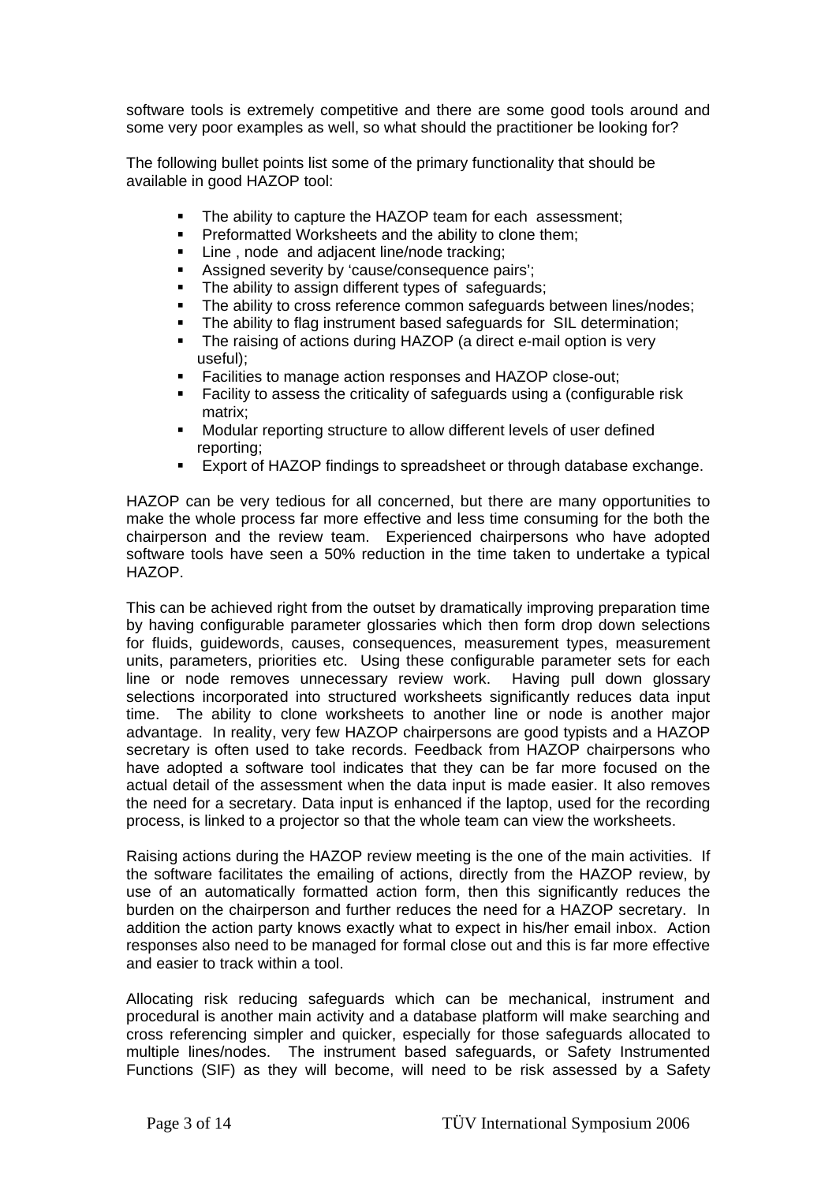software tools is extremely competitive and there are some good tools around and some very poor examples as well, so what should the practitioner be looking for?

The following bullet points list some of the primary functionality that should be available in good HAZOP tool:

- The ability to capture the HAZOP team for each assessment;
- Preformatted Worksheets and the ability to clone them;
- Line , node and adjacent line/node tracking;
- Assigned severity by 'cause/consequence pairs';
- The ability to assign different types of safeguards;
- The ability to cross reference common safeguards between lines/nodes;
- The ability to flag instrument based safeguards for SIL determination;
- The raising of actions during HAZOP (a direct e-mail option is very useful);
- Facilities to manage action responses and HAZOP close-out;
- Facility to assess the criticality of safeguards using a (configurable risk matrix;
- Modular reporting structure to allow different levels of user defined reporting;
- Export of HAZOP findings to spreadsheet or through database exchange.

HAZOP can be very tedious for all concerned, but there are many opportunities to make the whole process far more effective and less time consuming for the both the chairperson and the review team. Experienced chairpersons who have adopted software tools have seen a 50% reduction in the time taken to undertake a typical HAZOP.

This can be achieved right from the outset by dramatically improving preparation time by having configurable parameter glossaries which then form drop down selections for fluids, guidewords, causes, consequences, measurement types, measurement units, parameters, priorities etc. Using these configurable parameter sets for each line or node removes unnecessary review work. Having pull down glossary selections incorporated into structured worksheets significantly reduces data input time. The ability to clone worksheets to another line or node is another major advantage. In reality, very few HAZOP chairpersons are good typists and a HAZOP secretary is often used to take records. Feedback from HAZOP chairpersons who have adopted a software tool indicates that they can be far more focused on the actual detail of the assessment when the data input is made easier. It also removes the need for a secretary. Data input is enhanced if the laptop, used for the recording process, is linked to a projector so that the whole team can view the worksheets.

Raising actions during the HAZOP review meeting is the one of the main activities. If the software facilitates the emailing of actions, directly from the HAZOP review, by use of an automatically formatted action form, then this significantly reduces the burden on the chairperson and further reduces the need for a HAZOP secretary. In addition the action party knows exactly what to expect in his/her email inbox. Action responses also need to be managed for formal close out and this is far more effective and easier to track within a tool.

Allocating risk reducing safeguards which can be mechanical, instrument and procedural is another main activity and a database platform will make searching and cross referencing simpler and quicker, especially for those safeguards allocated to multiple lines/nodes. The instrument based safeguards, or Safety Instrumented Functions (SIF) as they will become, will need to be risk assessed by a Safety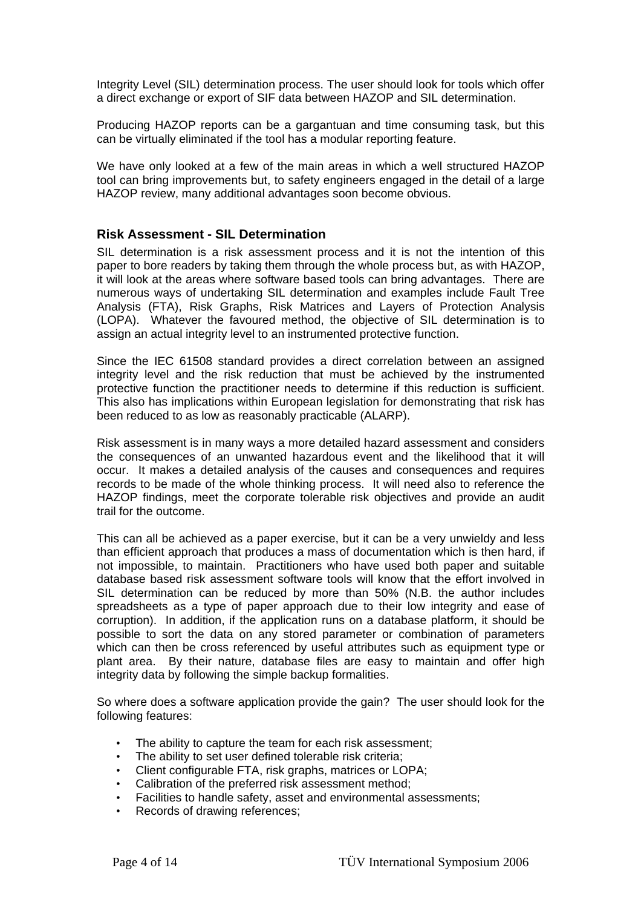Integrity Level (SIL) determination process. The user should look for tools which offer a direct exchange or export of SIF data between HAZOP and SIL determination.

Producing HAZOP reports can be a gargantuan and time consuming task, but this can be virtually eliminated if the tool has a modular reporting feature.

We have only looked at a few of the main areas in which a well structured HAZOP tool can bring improvements but, to safety engineers engaged in the detail of a large HAZOP review, many additional advantages soon become obvious.

## Risk Assessment - SIL Determination

SIL determination is a risk assessment process and it is not the intention of this paper to bore readers by taking them through the whole process but, as with HAZOP, it will look at the areas where software based tools can bring advantages. There are numerous ways of undertaking SIL determination and examples include Fault Tree Analysis (FTA), Risk Graphs, Risk Matrices and Layers of Protection Analysis (LOPA). Whatever the favoured method, the objective of SIL determination is to assign an actual integrity level to an instrumented protective function.

Since the IEC 61508 standard provides a direct correlation between an assigned integrity level and the risk reduction that must be achieved by the instrumented protective function the practitioner needs to determine if this reduction is sufficient. This also has implications within European legislation for demonstrating that risk has been reduced to as low as reasonably practicable (ALARP).

Risk assessment is in many ways a more detailed hazard assessment and considers the consequences of an unwanted hazardous event and the likelihood that it will occur. It makes a detailed analysis of the causes and consequences and requires records to be made of the whole thinking process. It will need also to reference the HAZOP findings, meet the corporate tolerable risk objectives and provide an audit trail for the outcome.

This can all be achieved as a paper exercise, but it can be a very unwieldy and less than efficient approach that produces a mass of documentation which is then hard, if not impossible, to maintain. Practitioners who have used both paper and suitable database based risk assessment software tools will know that the effort involved in SIL determination can be reduced by more than 50% (N.B. the author includes spreadsheets as a type of paper approach due to their low integrity and ease of corruption). In addition, if the application runs on a database platform, it should be possible to sort the data on any stored parameter or combination of parameters which can then be cross referenced by useful attributes such as equipment type or plant area. By their nature, database files are easy to maintain and offer high integrity data by following the simple backup formalities.

So where does a software application provide the gain? The user should look for the following features:

- The ability to capture the team for each risk assessment;
- The ability to set user defined tolerable risk criteria;
- Client configurable FTA, risk graphs, matrices or LOPA;
- Calibration of the preferred risk assessment method;
- Facilities to handle safety, asset and environmental assessments;
- Records of drawing references;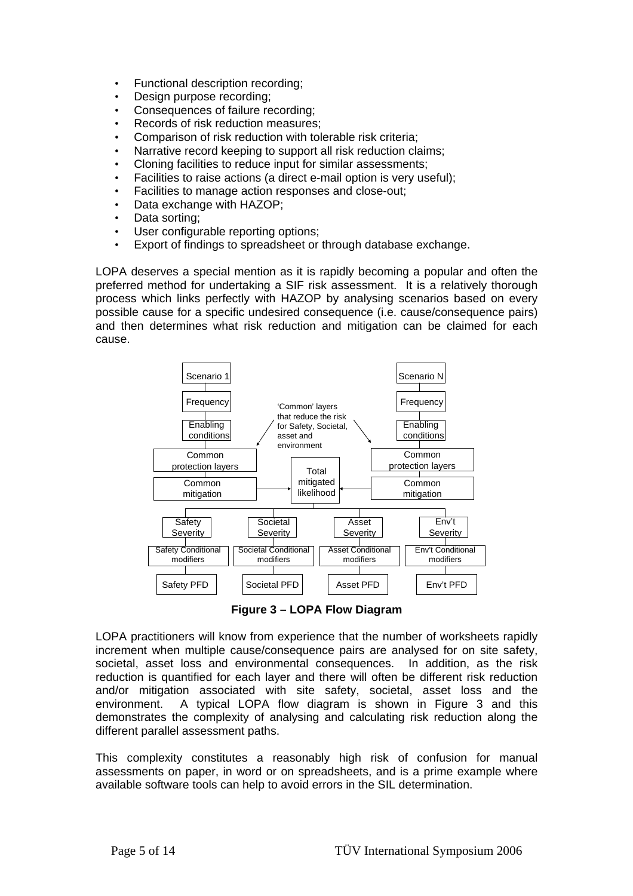- Functional description recording;
- Design purpose recording;
- Consequences of failure recording;
- Records of risk reduction measures;
- Comparison of risk reduction with tolerable risk criteria;
- Narrative record keeping to support all risk reduction claims;
- Cloning facilities to reduce input for similar assessments;
- Facilities to raise actions (a direct e-mail option is very useful);
- Facilities to manage action responses and close-out;
- Data exchange with HAZOP;
- Data sorting;
- User configurable reporting options;
- Export of findings to spreadsheet or through database exchange.

LOPA deserves a special mention as it is rapidly becoming a popular and often the preferred method for undertaking a SIF risk assessment. It is a relatively thorough process which links perfectly with HAZOP by analysing scenarios based on every possible cause for a specific undesired consequence (i.e. cause/consequence pairs) and then determines what risk reduction and mitigation can be claimed for each cause.

Scenario 1 | Frequency | Enabling conditions | Common protection layers | Common mitigation

Scenario N | Frequency | Enabling conditions | Common protection layers | Common mitigation

'Common' layers that reduce the risk for Safety, Societal, asset and environment

Total mitigated likelihood

| Safety Severity | Societal Severity | Asset Severity | Env't Severity |
|---|---|---|---|
| Safety Conditional modifiers | Societal Conditional modifiers | Asset Conditional modifiers | Env't Conditional modifiers |
| Safety PFD | Societal PFD | Asset PFD | Env't PFD |

**Figure 3 – LOPA Flow Diagram**

LOPA practitioners will know from experience that the number of worksheets rapidly increment when multiple cause/consequence pairs are analysed for on site safety, societal, asset loss and environmental consequences. In addition, as the risk reduction is quantified for each layer and there will often be different risk reduction and/or mitigation associated with site safety, societal, asset loss and the environment. A typical LOPA flow diagram is shown in Figure 3 and this demonstrates the complexity of analysing and calculating risk reduction along the different parallel assessment paths.

This complexity constitutes a reasonably high risk of confusion for manual assessments on paper, in word or on spreadsheets, and is a prime example where available software tools can help to avoid errors in the SIL determination.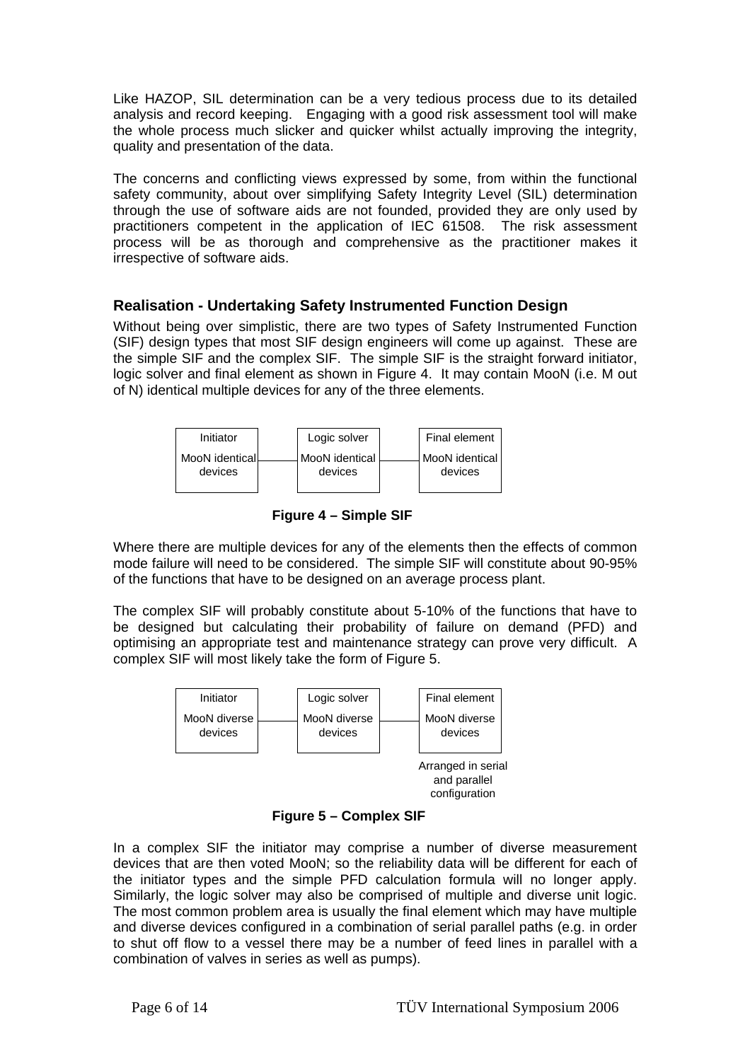Like HAZOP, SIL determination can be a very tedious process due to its detailed analysis and record keeping. Engaging with a good risk assessment tool will make the whole process much slicker and quicker whilst actually improving the integrity, quality and presentation of the data.

The concerns and conflicting views expressed by some, from within the functional safety community, about over simplifying Safety Integrity Level (SIL) determination through the use of software aids are not founded, provided they are only used by practitioners competent in the application of IEC 61508. The risk assessment process will be as thorough and comprehensive as the practitioner makes it irrespective of software aids.

## Realisation - Undertaking Safety Instrumented Function Design

Without being over simplistic, there are two types of Safety Instrumented Function (SIF) design types that most SIF design engineers will come up against. These are the simple SIF and the complex SIF. The simple SIF is the straight forward initiator, logic solver and final element as shown in Figure 4. It may contain MooN (i.e. M out of N) identical multiple devices for any of the three elements.

| Initiator | Logic solver | Final element |
|---|---|---|
| MooN identical devices | MooN identical devices | MooN identical devices |

**Figure 4 – Simple SIF**

Where there are multiple devices for any of the elements then the effects of common mode failure will need to be considered. The simple SIF will constitute about 90-95% of the functions that have to be designed on an average process plant.

The complex SIF will probably constitute about 5-10% of the functions that have to be designed but calculating their probability of failure on demand (PFD) and optimising an appropriate test and maintenance strategy can prove very difficult. A complex SIF will most likely take the form of Figure 5.

| Initiator | Logic solver | Final element |
|---|---|---|
| MooN diverse devices | MooN diverse devices | MooN diverse devices |
| | | Arranged in serial and parallel configuration |

**Figure 5 – Complex SIF**

In a complex SIF the initiator may comprise a number of diverse measurement devices that are then voted MooN; so the reliability data will be different for each of the initiator types and the simple PFD calculation formula will no longer apply. Similarly, the logic solver may also be comprised of multiple and diverse unit logic. The most common problem area is usually the final element which may have multiple and diverse devices configured in a combination of serial parallel paths (e.g. in order to shut off flow to a vessel there may be a number of feed lines in parallel with a combination of valves in series as well as pumps).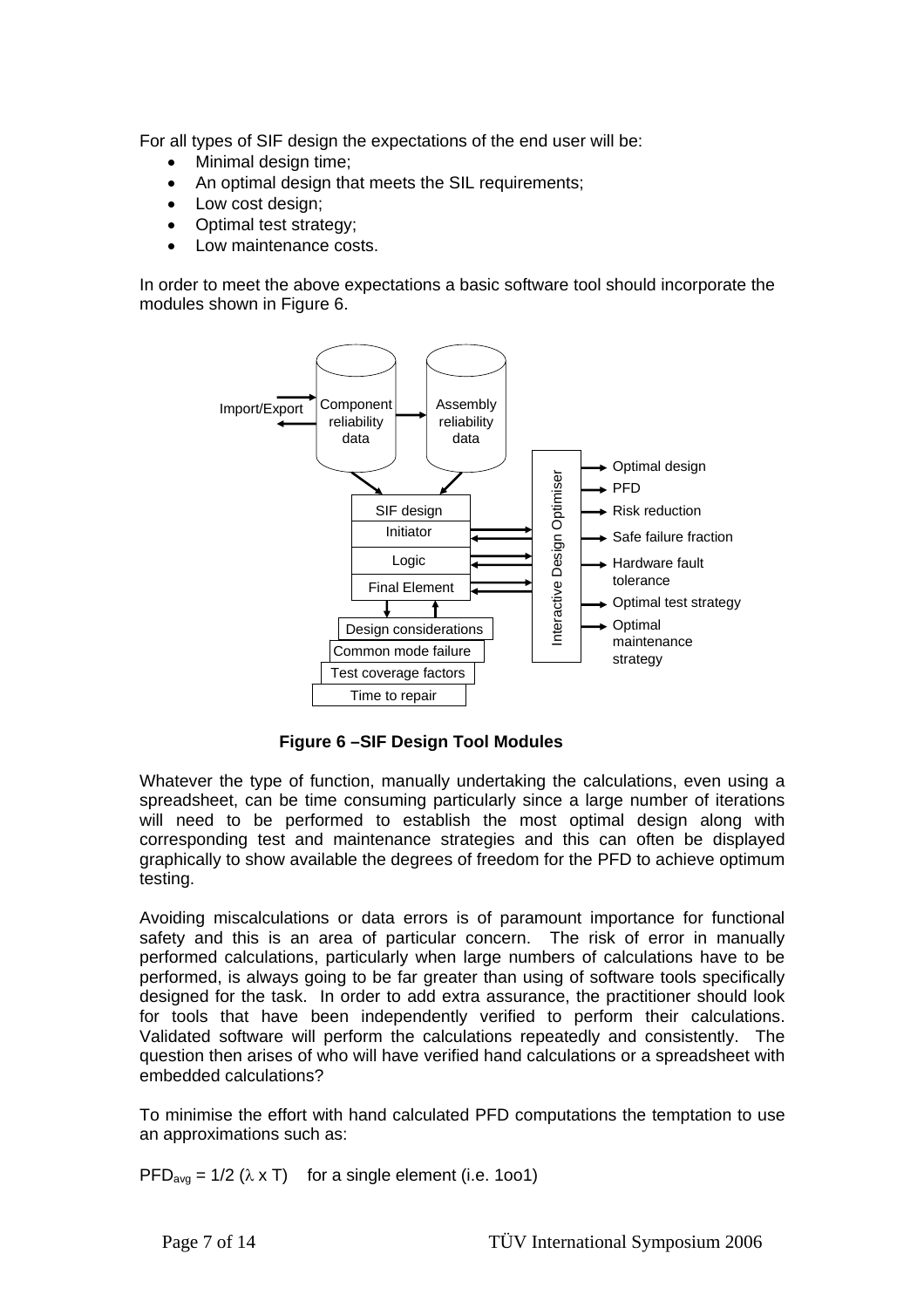For all types of SIF design the expectations of the end user will be:

- Minimal design time;
- An optimal design that meets the SIL requirements;
- Low cost design;
- Optimal test strategy;
- Low maintenance costs.

In order to meet the above expectations a basic software tool should incorporate the modules shown in Figure 6.

**Figure 6 –SIF Design Tool Modules**

Whatever the type of function, manually undertaking the calculations, even using a spreadsheet, can be time consuming particularly since a large number of iterations will need to be performed to establish the most optimal design along with corresponding test and maintenance strategies and this can often be displayed graphically to show available the degrees of freedom for the PFD to achieve optimum testing.

Avoiding miscalculations or data errors is of paramount importance for functional safety and this is an area of particular concern. The risk of error in manually performed calculations, particularly when large numbers of calculations have to be performed, is always going to be far greater than using of software tools specifically designed for the task. In order to add extra assurance, the practitioner should look for tools that have been independently verified to perform their calculations. Validated software will perform the calculations repeatedly and consistently. The question then arises of who will have verified hand calculations or a spreadsheet with embedded calculations?

To minimise the effort with hand calculated PFD computations the temptation to use an approximations such as:

$PFD_{avg} = 1/2\ (\lambda \times T)$ for a single element (i.e. 1oo1)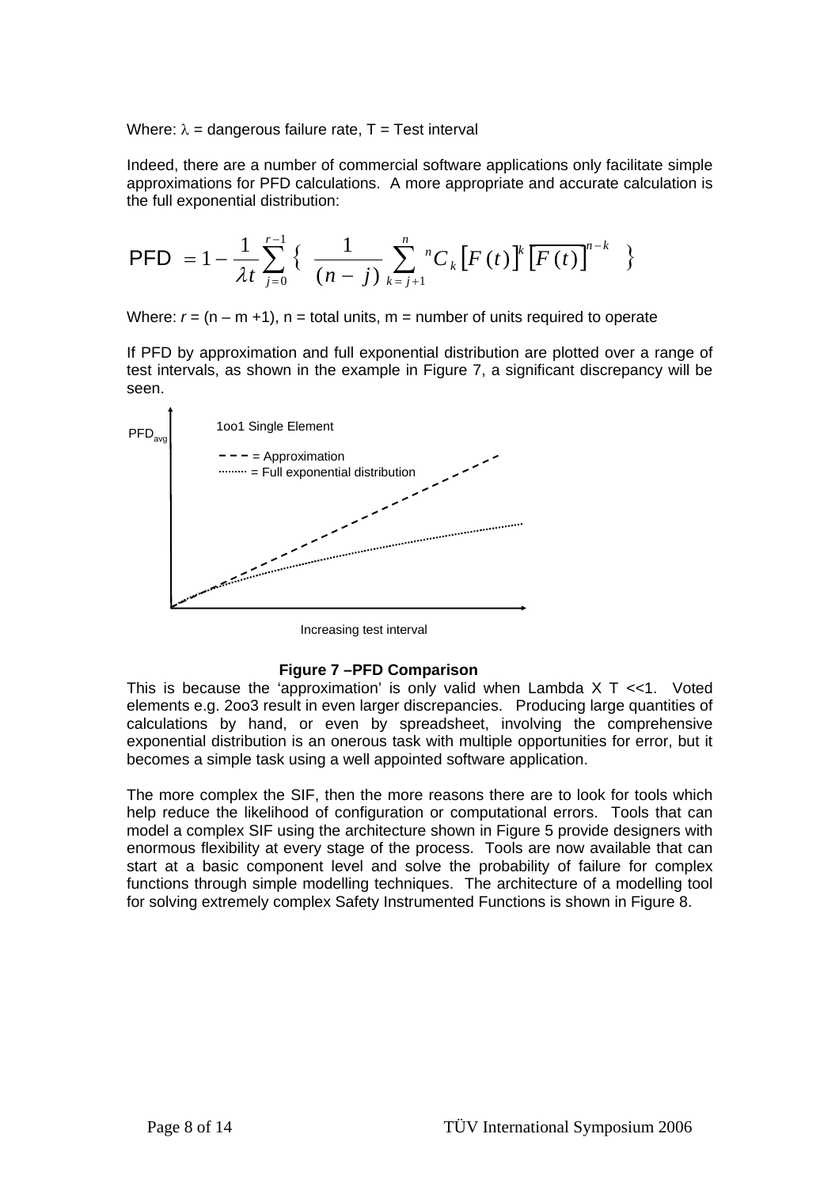Where: $\lambda$ = dangerous failure rate, T = Test interval

Indeed, there are a number of commercial software applications only facilitate simple approximations for PFD calculations. A more appropriate and accurate calculation is the full exponential distribution:

$$\text{PFD} = 1 - \frac{1}{\lambda t} \sum_{j=0}^{r-1} \left\{ \frac{1}{(n-j)} \sum_{k=j+1}^{n} {}^{n}C_{k} \left[ F(t) \right]^{k} \left[ \overline{F(t)} \right]^{n-k} \right\}$$

Where: $r$ = (n – m +1), n = total units, m = number of units required to operate

If PFD by approximation and full exponential distribution are plotted over a range of test intervals, as shown in the example in Figure 7, a significant discrepancy will be seen.

**Figure 7 –PFD Comparison**

This is because the 'approximation' is only valid when Lambda X T <<1. Voted elements e.g. 2oo3 result in even larger discrepancies. Producing large quantities of calculations by hand, or even by spreadsheet, involving the comprehensive exponential distribution is an onerous task with multiple opportunities for error, but it becomes a simple task using a well appointed software application.

The more complex the SIF, then the more reasons there are to look for tools which help reduce the likelihood of configuration or computational errors. Tools that can model a complex SIF using the architecture shown in Figure 5 provide designers with enormous flexibility at every stage of the process. Tools are now available that can start at a basic component level and solve the probability of failure for complex functions through simple modelling techniques. The architecture of a modelling tool for solving extremely complex Safety Instrumented Functions is shown in Figure 8.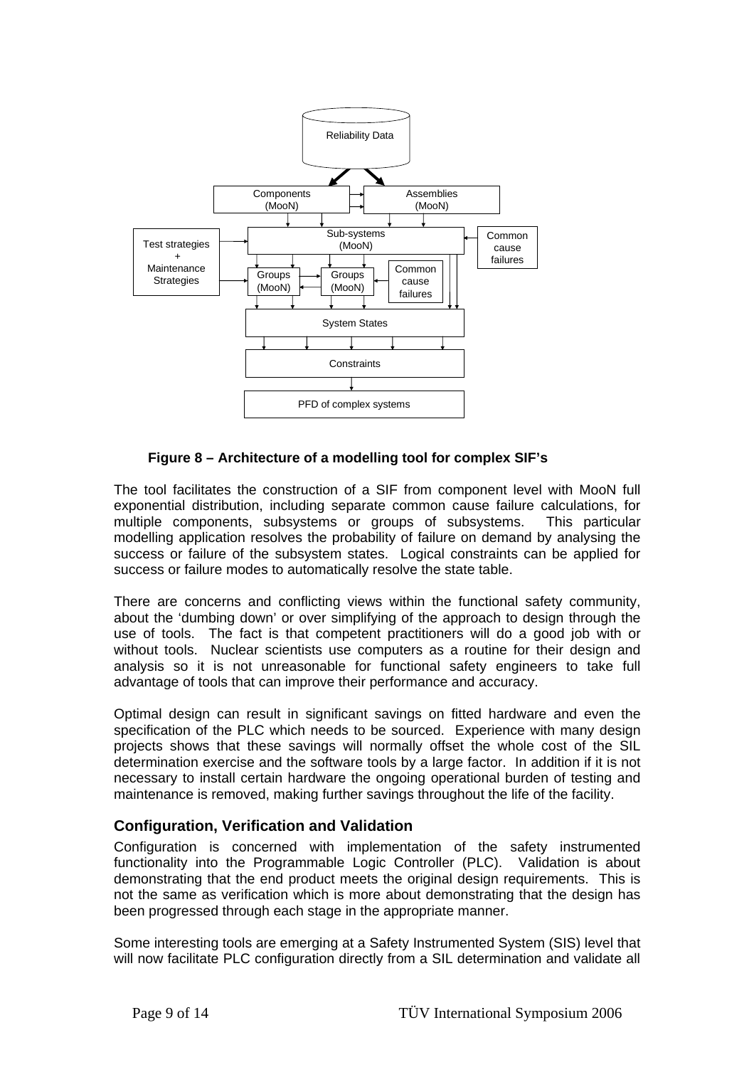Reliability Data

Components (MooN) | Assemblies (MooN)

Test strategies + Maintenance Strategies | Sub-systems (MooN) | Common cause failures

Groups (MooN) | Groups (MooN) | Common cause failures

System States

Constraints

PFD of complex systems

**Figure 8 – Architecture of a modelling tool for complex SIF's**

The tool facilitates the construction of a SIF from component level with MooN full exponential distribution, including separate common cause failure calculations, for multiple components, subsystems or groups of subsystems. This particular modelling application resolves the probability of failure on demand by analysing the success or failure of the subsystem states. Logical constraints can be applied for success or failure modes to automatically resolve the state table.

There are concerns and conflicting views within the functional safety community, about the 'dumbing down' or over simplifying of the approach to design through the use of tools. The fact is that competent practitioners will do a good job with or without tools. Nuclear scientists use computers as a routine for their design and analysis so it is not unreasonable for functional safety engineers to take full advantage of tools that can improve their performance and accuracy.

Optimal design can result in significant savings on fitted hardware and even the specification of the PLC which needs to be sourced. Experience with many design projects shows that these savings will normally offset the whole cost of the SIL determination exercise and the software tools by a large factor. In addition if it is not necessary to install certain hardware the ongoing operational burden of testing and maintenance is removed, making further savings throughout the life of the facility.

## Configuration, Verification and Validation

Configuration is concerned with implementation of the safety instrumented functionality into the Programmable Logic Controller (PLC). Validation is about demonstrating that the end product meets the original design requirements. This is not the same as verification which is more about demonstrating that the design has been progressed through each stage in the appropriate manner.

Some interesting tools are emerging at a Safety Instrumented System (SIS) level that will now facilitate PLC configuration directly from a SIL determination and validate all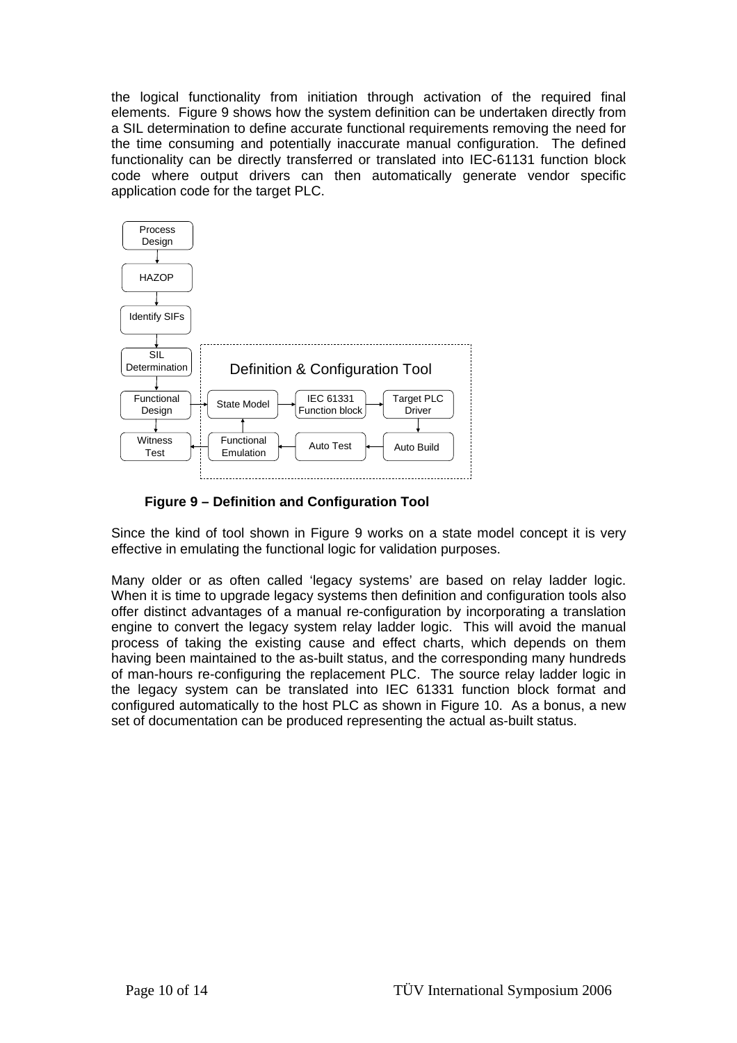the logical functionality from initiation through activation of the required final elements. Figure 9 shows how the system definition can be undertaken directly from a SIL determination to define accurate functional requirements removing the need for the time consuming and potentially inaccurate manual configuration. The defined functionality can be directly transferred or translated into IEC-61131 function block code where output drivers can then automatically generate vendor specific application code for the target PLC.

**Figure 9 – Definition and Configuration Tool**

Since the kind of tool shown in Figure 9 works on a state model concept it is very effective in emulating the functional logic for validation purposes.

Many older or as often called 'legacy systems' are based on relay ladder logic. When it is time to upgrade legacy systems then definition and configuration tools also offer distinct advantages of a manual re-configuration by incorporating a translation engine to convert the legacy system relay ladder logic. This will avoid the manual process of taking the existing cause and effect charts, which depends on them having been maintained to the as-built status, and the corresponding many hundreds of man-hours re-configuring the replacement PLC. The source relay ladder logic in the legacy system can be translated into IEC 61331 function block format and configured automatically to the host PLC as shown in Figure 10. As a bonus, a new set of documentation can be produced representing the actual as-built status.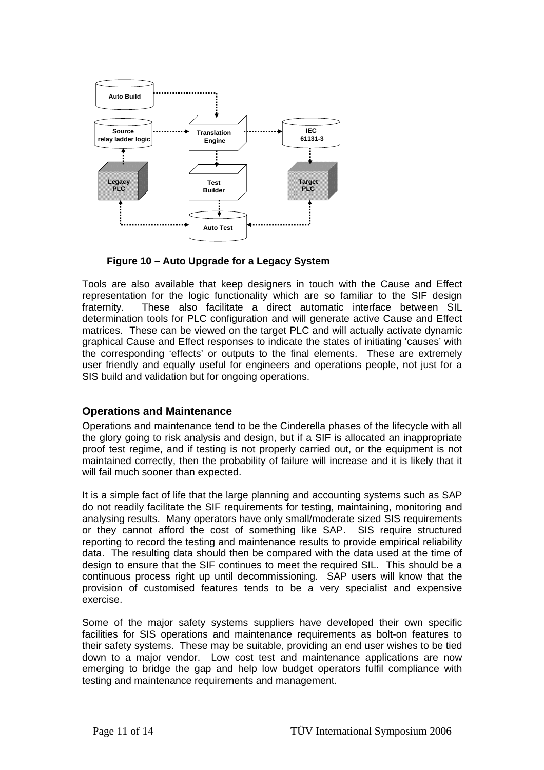Figure 10 – Auto Upgrade for a Legacy System

Tools are also available that keep designers in touch with the Cause and Effect representation for the logic functionality which are so familiar to the SIF design fraternity. These also facilitate a direct automatic interface between SIL determination tools for PLC configuration and will generate active Cause and Effect matrices. These can be viewed on the target PLC and will actually activate dynamic graphical Cause and Effect responses to indicate the states of initiating 'causes' with the corresponding 'effects' or outputs to the final elements. These are extremely user friendly and equally useful for engineers and operations people, not just for a SIS build and validation but for ongoing operations.

## Operations and Maintenance

Operations and maintenance tend to be the Cinderella phases of the lifecycle with all the glory going to risk analysis and design, but if a SIF is allocated an inappropriate proof test regime, and if testing is not properly carried out, or the equipment is not maintained correctly, then the probability of failure will increase and it is likely that it will fail much sooner than expected.

It is a simple fact of life that the large planning and accounting systems such as SAP do not readily facilitate the SIF requirements for testing, maintaining, monitoring and analysing results. Many operators have only small/moderate sized SIS requirements or they cannot afford the cost of something like SAP. SIS require structured reporting to record the testing and maintenance results to provide empirical reliability data. The resulting data should then be compared with the data used at the time of design to ensure that the SIF continues to meet the required SIL. This should be a continuous process right up until decommissioning. SAP users will know that the provision of customised features tends to be a very specialist and expensive exercise.

Some of the major safety systems suppliers have developed their own specific facilities for SIS operations and maintenance requirements as bolt-on features to their safety systems. These may be suitable, providing an end user wishes to be tied down to a major vendor. Low cost test and maintenance applications are now emerging to bridge the gap and help low budget operators fulfil compliance with testing and maintenance requirements and management.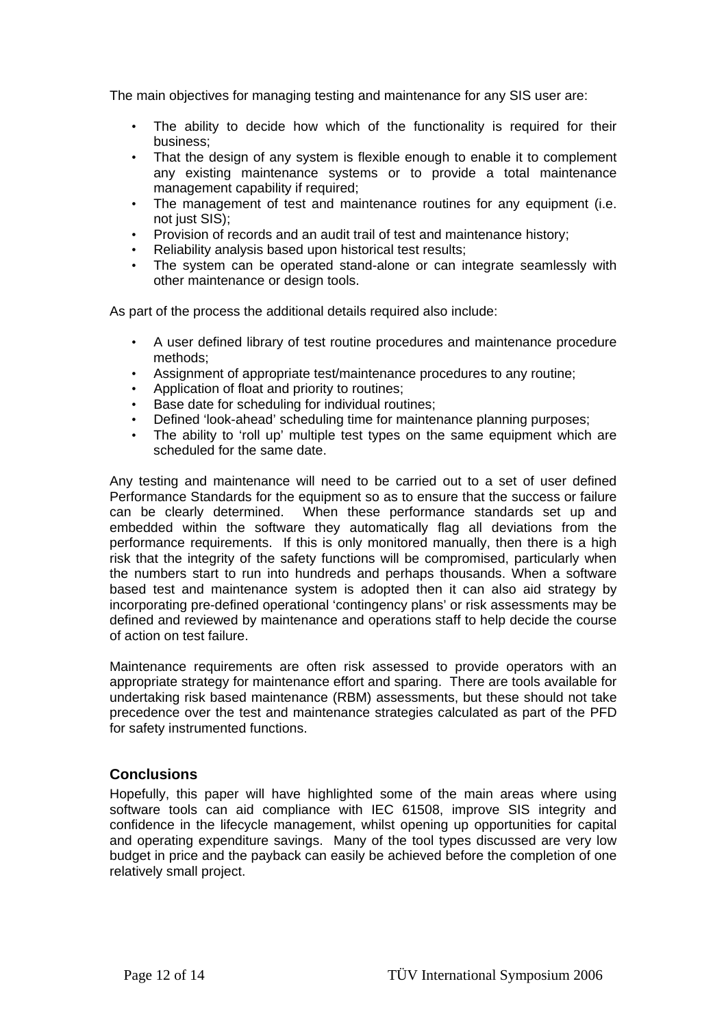The main objectives for managing testing and maintenance for any SIS user are:

- The ability to decide how which of the functionality is required for their business;
- That the design of any system is flexible enough to enable it to complement any existing maintenance systems or to provide a total maintenance management capability if required;
- The management of test and maintenance routines for any equipment (i.e. not just SIS);
- Provision of records and an audit trail of test and maintenance history;
- Reliability analysis based upon historical test results;
- The system can be operated stand-alone or can integrate seamlessly with other maintenance or design tools.

As part of the process the additional details required also include:

- A user defined library of test routine procedures and maintenance procedure methods;
- Assignment of appropriate test/maintenance procedures to any routine;
- Application of float and priority to routines;
- Base date for scheduling for individual routines;
- Defined 'look-ahead' scheduling time for maintenance planning purposes;
- The ability to 'roll up' multiple test types on the same equipment which are scheduled for the same date.

Any testing and maintenance will need to be carried out to a set of user defined Performance Standards for the equipment so as to ensure that the success or failure can be clearly determined. When these performance standards set up and embedded within the software they automatically flag all deviations from the performance requirements. If this is only monitored manually, then there is a high risk that the integrity of the safety functions will be compromised, particularly when the numbers start to run into hundreds and perhaps thousands. When a software based test and maintenance system is adopted then it can also aid strategy by incorporating pre-defined operational 'contingency plans' or risk assessments may be defined and reviewed by maintenance and operations staff to help decide the course of action on test failure.

Maintenance requirements are often risk assessed to provide operators with an appropriate strategy for maintenance effort and sparing. There are tools available for undertaking risk based maintenance (RBM) assessments, but these should not take precedence over the test and maintenance strategies calculated as part of the PFD for safety instrumented functions.

## Conclusions

Hopefully, this paper will have highlighted some of the main areas where using software tools can aid compliance with IEC 61508, improve SIS integrity and confidence in the lifecycle management, whilst opening up opportunities for capital and operating expenditure savings. Many of the tool types discussed are very low budget in price and the payback can easily be achieved before the completion of one relatively small project.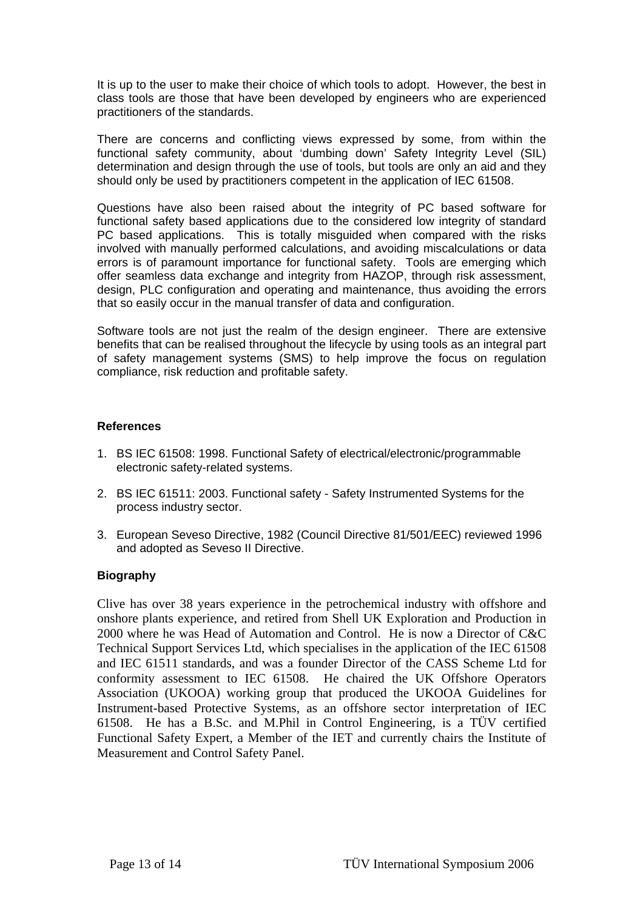It is up to the user to make their choice of which tools to adopt. However, the best in class tools are those that have been developed by engineers who are experienced practitioners of the standards.

There are concerns and conflicting views expressed by some, from within the functional safety community, about 'dumbing down' Safety Integrity Level (SIL) determination and design through the use of tools, but tools are only an aid and they should only be used by practitioners competent in the application of IEC 61508.

Questions have also been raised about the integrity of PC based software for functional safety based applications due to the considered low integrity of standard PC based applications. This is totally misguided when compared with the risks involved with manually performed calculations, and avoiding miscalculations or data errors is of paramount importance for functional safety. Tools are emerging which offer seamless data exchange and integrity from HAZOP, through risk assessment, design, PLC configuration and operating and maintenance, thus avoiding the errors that so easily occur in the manual transfer of data and configuration.

Software tools are not just the realm of the design engineer. There are extensive benefits that can be realised throughout the lifecycle by using tools as an integral part of safety management systems (SMS) to help improve the focus on regulation compliance, risk reduction and profitable safety.

**References**

1. BS IEC 61508: 1998. Functional Safety of electrical/electronic/programmable electronic safety-related systems.

2. BS IEC 61511: 2003. Functional safety - Safety Instrumented Systems for the process industry sector.

3. European Seveso Directive, 1982 (Council Directive 81/501/EEC) reviewed 1996 and adopted as Seveso II Directive.

**Biography**

Clive has over 38 years experience in the petrochemical industry with offshore and onshore plants experience, and retired from Shell UK Exploration and Production in 2000 where he was Head of Automation and Control. He is now a Director of C&C Technical Support Services Ltd, which specialises in the application of the IEC 61508 and IEC 61511 standards, and was a founder Director of the CASS Scheme Ltd for conformity assessment to IEC 61508. He chaired the UK Offshore Operators Association (UKOOA) working group that produced the UKOOA Guidelines for Instrument-based Protective Systems, as an offshore sector interpretation of IEC 61508. He has a B.Sc. and M.Phil in Control Engineering, is a TÜV certified Functional Safety Expert, a Member of the IET and currently chairs the Institute of Measurement and Control Safety Panel.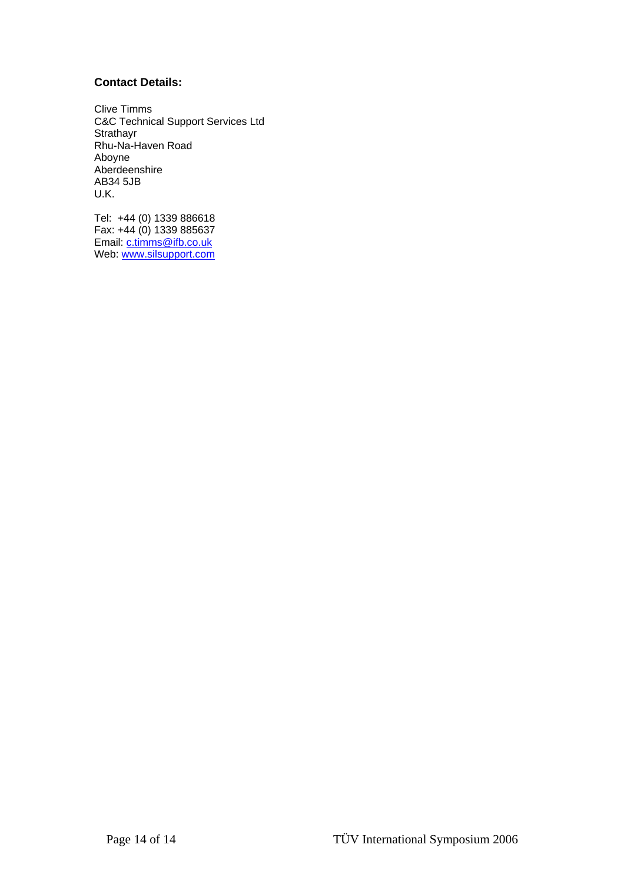**Contact Details:**

Clive Timms
C&C Technical Support Services Ltd
Strathayr
Rhu-Na-Haven Road
Aboyne
Aberdeenshire
AB34 5JB
U.K.

Tel: +44 (0) 1339 886618
Fax: +44 (0) 1339 885637
Email: c.timms@ifb.co.uk
Web: www.silsupport.com